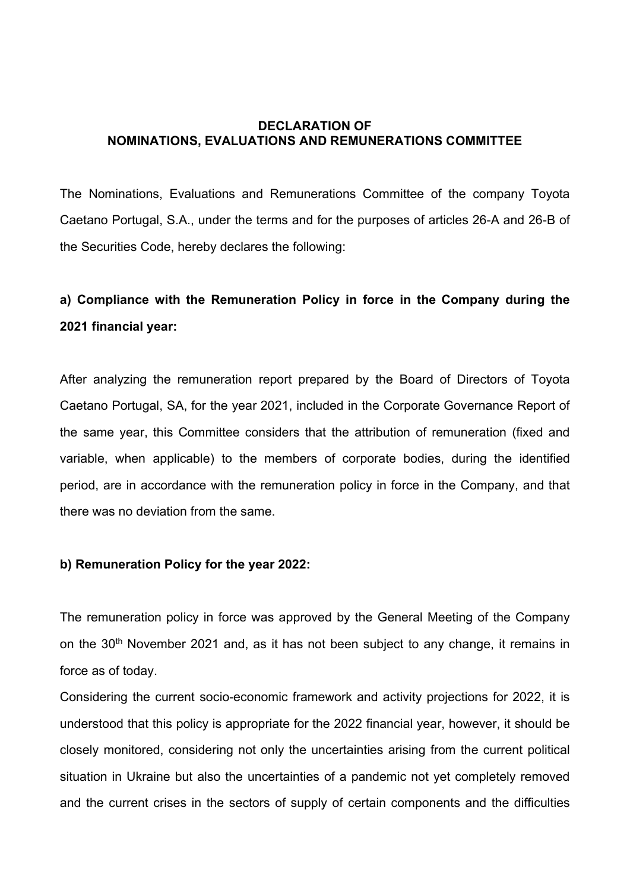**DECLARATION OF NOMINATIONS, EVALUATIONS AND REMUNERATIONS COMMITTEE**

The Nominations, Evaluations and Remunerations Committee of the company Toyota Caetano Portugal, S.A., under the terms and for the purposes of articles 26-A and 26-B of the Securities Code, hereby declares the following:

**a) Compliance with the Remuneration Policy in force in the Company during the 2021 financial year:**

After analyzing the remuneration report prepared by the Board of Directors of Toyota Caetano Portugal, SA, for the year 2021, included in the Corporate Governance Report of the same year, this Committee considers that the attribution of remuneration (fixed and variable, when applicable) to the members of corporate bodies, during the identified period, are in accordance with the remuneration policy in force in the Company, and that there was no deviation from the same.

**b) Remuneration Policy for the year 2022:**

The remuneration policy in force was approved by the General Meeting of the Company on the 30th November 2021 and, as it has not been subject to any change, it remains in force as of today.

Considering the current socio-economic framework and activity projections for 2022, it is understood that this policy is appropriate for the 2022 financial year, however, it should be closely monitored, considering not only the uncertainties arising from the current political situation in Ukraine but also the uncertainties of a pandemic not yet completely removed and the current crises in the sectors of supply of certain components and the difficulties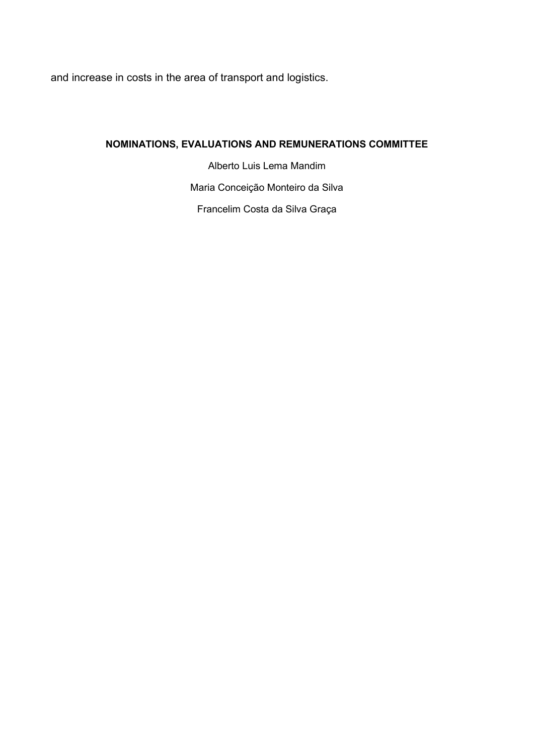and increase in costs in the area of transport and logistics.

**NOMINATIONS, EVALUATIONS AND REMUNERATIONS COMMITTEE**

Alberto Luis Lema Mandim

Maria Conceição Monteiro da Silva

Francelim Costa da Silva Graça